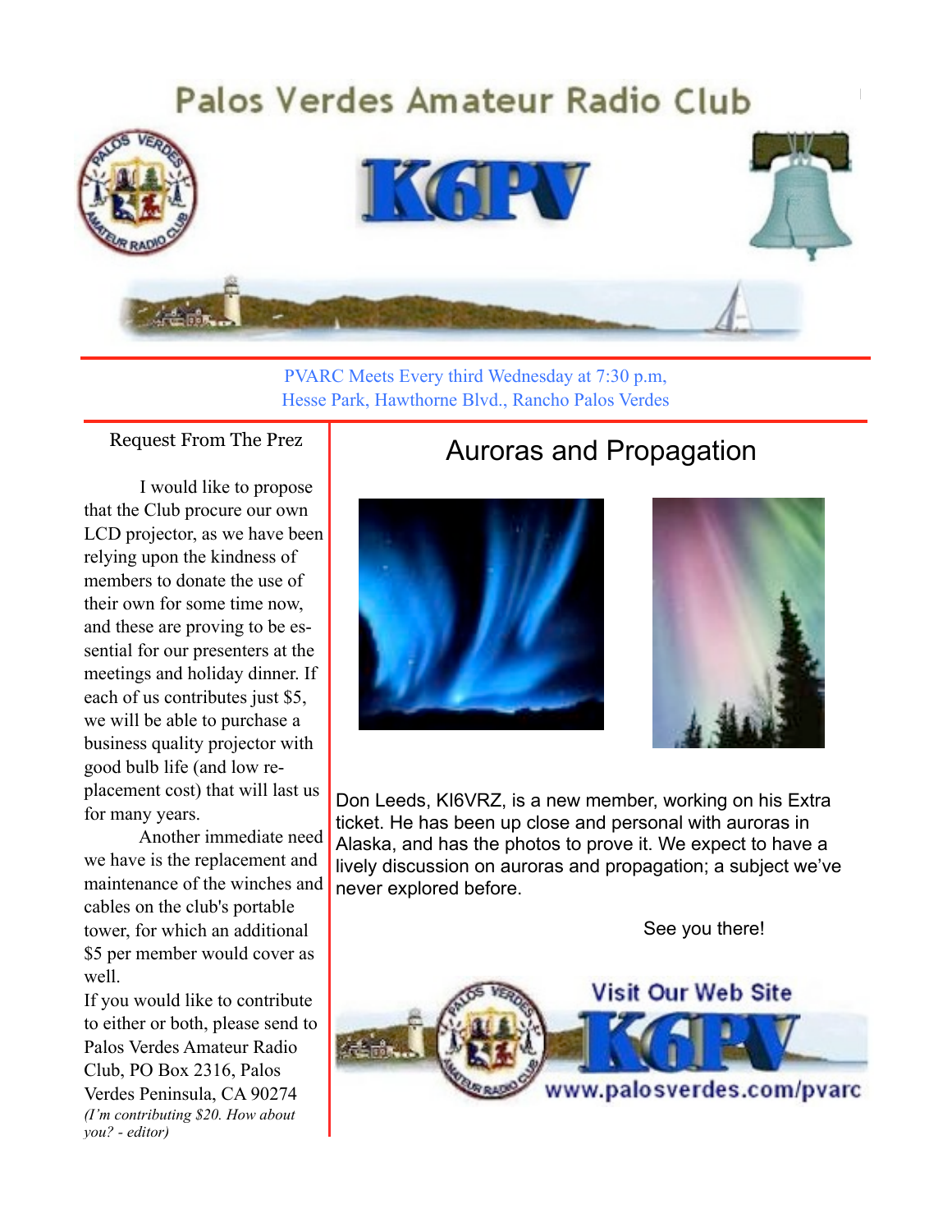# Palos Verdes Amateur Radio Club

# K6PV

PVARC Meets Every third Wednesday at 7:30 p.m,
Hesse Park, Hawthorne Blvd., Rancho Palos Verdes

## Request From The Prez

I would like to propose that the Club procure our own LCD projector, as we have been relying upon the kindness of members to donate the use of their own for some time now, and these are proving to be essential for our presenters at the meetings and holiday dinner. If each of us contributes just $5, we will be able to purchase a business quality projector with good bulb life (and low replacement cost) that will last us for many years.

Another immediate need we have is the replacement and maintenance of the winches and cables on the club's portable tower, for which an additional $5 per member would cover as well.

If you would like to contribute to either or both, please send to Palos Verdes Amateur Radio Club, PO Box 2316, Palos Verdes Peninsula, CA 90274

*(I'm contributing $20. How about you? - editor)*

## Auroras and Propagation

Don Leeds, KI6VRZ, is a new member, working on his Extra ticket. He has been up close and personal with auroras in Alaska, and has the photos to prove it. We expect to have a lively discussion on auroras and propagation; a subject we've never explored before.

See you there!

Visit Our Web Site
K6PV
www.palosverdes.com/pvarc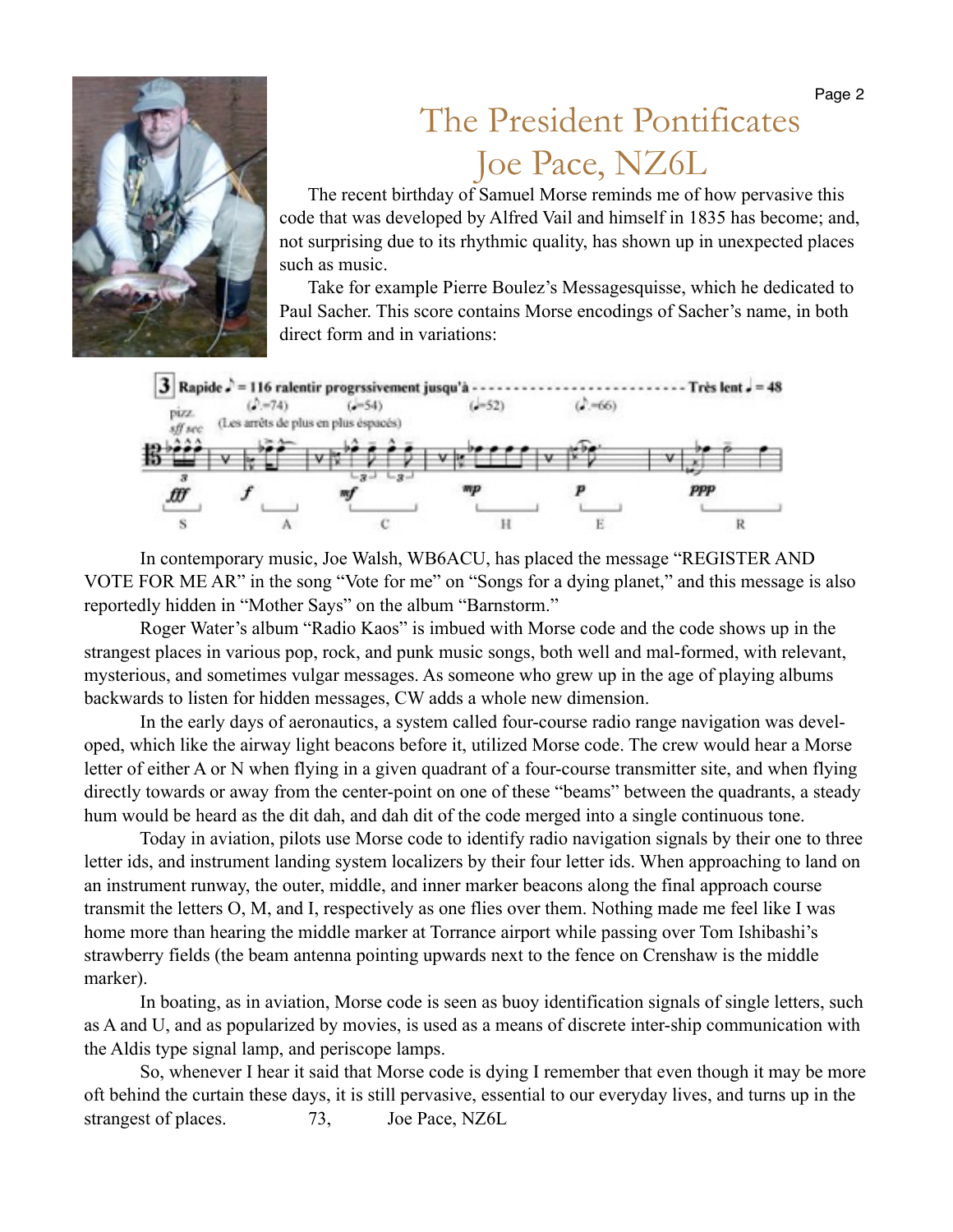# The President Pontificates
## Joe Pace, NZ6L

The recent birthday of Samuel Morse reminds me of how pervasive this code that was developed by Alfred Vail and himself in 1835 has become; and, not surprising due to its rhythmic quality, has shown up in unexpected places such as music.

Take for example Pierre Boulez's Messagesquisse, which he dedicated to Paul Sacher. This score contains Morse encodings of Sacher's name, in both direct form and in variations:

In contemporary music, Joe Walsh, WB6ACU, has placed the message "REGISTER AND VOTE FOR ME AR" in the song "Vote for me" on "Songs for a dying planet," and this message is also reportedly hidden in "Mother Says" on the album "Barnstorm."

Roger Water's album "Radio Kaos" is imbued with Morse code and the code shows up in the strangest places in various pop, rock, and punk music songs, both well and mal-formed, with relevant, mysterious, and sometimes vulgar messages. As someone who grew up in the age of playing albums backwards to listen for hidden messages, CW adds a whole new dimension.

In the early days of aeronautics, a system called four-course radio range navigation was developed, which like the airway light beacons before it, utilized Morse code. The crew would hear a Morse letter of either A or N when flying in a given quadrant of a four-course transmitter site, and when flying directly towards or away from the center-point on one of these "beams" between the quadrants, a steady hum would be heard as the dit dah, and dah dit of the code merged into a single continuous tone.

Today in aviation, pilots use Morse code to identify radio navigation signals by their one to three letter ids, and instrument landing system localizers by their four letter ids. When approaching to land on an instrument runway, the outer, middle, and inner marker beacons along the final approach course transmit the letters O, M, and I, respectively as one flies over them. Nothing made me feel like I was home more than hearing the middle marker at Torrance airport while passing over Tom Ishibashi's strawberry fields (the beam antenna pointing upwards next to the fence on Crenshaw is the middle marker).

In boating, as in aviation, Morse code is seen as buoy identification signals of single letters, such as A and U, and as popularized by movies, is used as a means of discrete inter-ship communication with the Aldis type signal lamp, and periscope lamps.

So, whenever I hear it said that Morse code is dying I remember that even though it may be more oft behind the curtain these days, it is still pervasive, essential to our everyday lives, and turns up in the strangest of places. 73, Joe Pace, NZ6L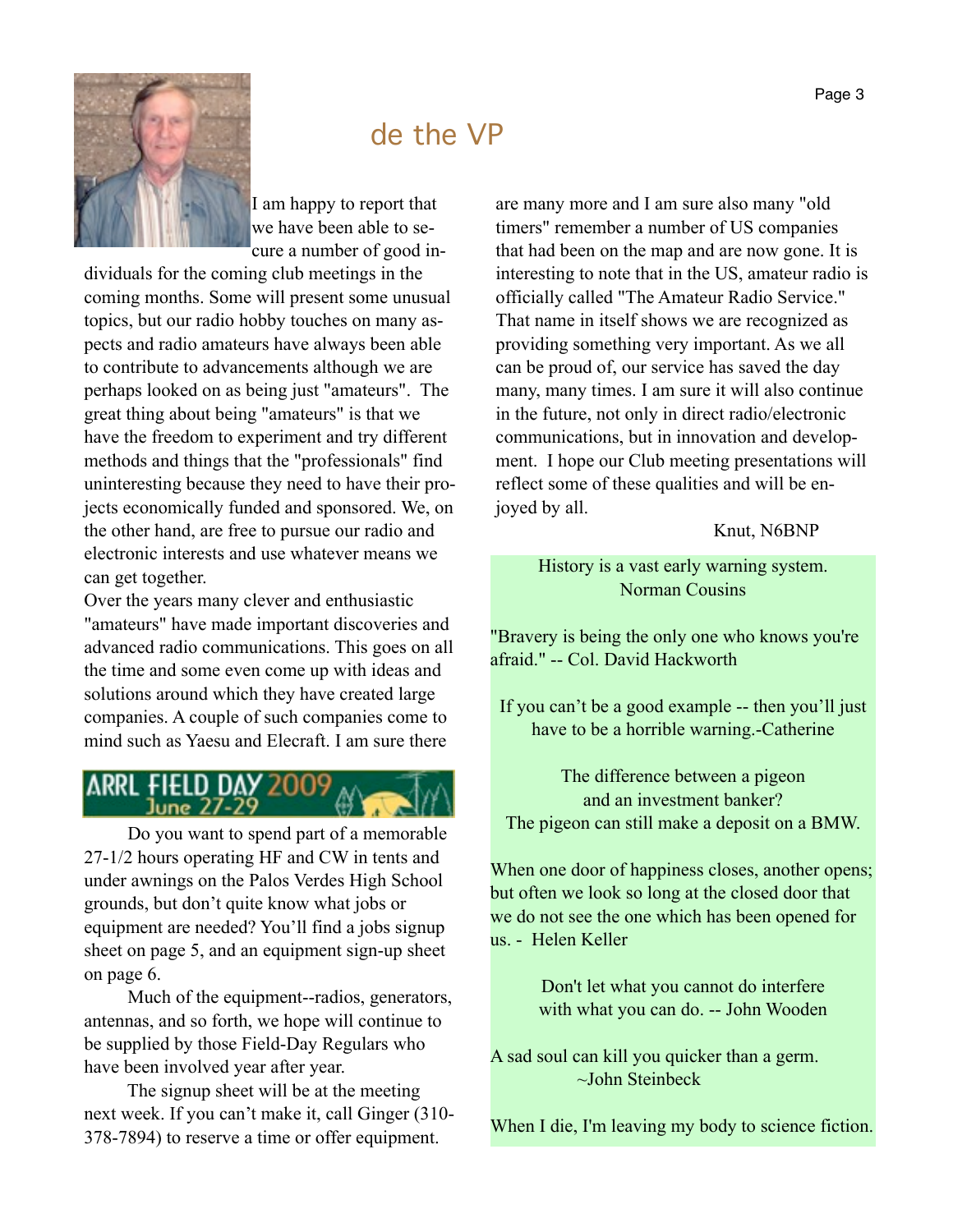## de the VP

I am happy to report that we have been able to secure a number of good individuals for the coming club meetings in the coming months. Some will present some unusual topics, but our radio hobby touches on many aspects and radio amateurs have always been able to contribute to advancements although we are perhaps looked on as being just "amateurs". The great thing about being "amateurs" is that we have the freedom to experiment and try different methods and things that the "professionals" find uninteresting because they need to have their projects economically funded and sponsored. We, on the other hand, are free to pursue our radio and electronic interests and use whatever means we can get together.

Over the years many clever and enthusiastic "amateurs" have made important discoveries and advanced radio communications. This goes on all the time and some even come up with ideas and solutions around which they have created large companies. A couple of such companies come to mind such as Yaesu and Elecraft. I am sure there are many more and I am sure also many "old timers" remember a number of US companies that had been on the map and are now gone. It is interesting to note that in the US, amateur radio is officially called "The Amateur Radio Service." That name in itself shows we are recognized as providing something very important. As we all can be proud of, our service has saved the day many, many times. I am sure it will also continue in the future, not only in direct radio/electronic communications, but in innovation and development. I hope our Club meeting presentations will reflect some of these qualities and will be enjoyed by all.

Knut, N6BNP

## ARRL FIELD DAY 2009
### June 27-29

Do you want to spend part of a memorable 27-1/2 hours operating HF and CW in tents and under awnings on the Palos Verdes High School grounds, but don't quite know what jobs or equipment are needed? You'll find a jobs signup sheet on page 5, and an equipment sign-up sheet on page 6.

Much of the equipment--radios, generators, antennas, and so forth, we hope will continue to be supplied by those Field-Day Regulars who have been involved year after year.

The signup sheet will be at the meeting next week. If you can't make it, call Ginger (310-378-7894) to reserve a time or offer equipment.

---

History is a vast early warning system.
Norman Cousins

"Bravery is being the only one who knows you're afraid." -- Col. David Hackworth

If you can't be a good example -- then you'll just have to be a horrible warning.-Catherine

The difference between a pigeon and an investment banker?
The pigeon can still make a deposit on a BMW.

When one door of happiness closes, another opens; but often we look so long at the closed door that we do not see the one which has been opened for us. - Helen Keller

Don't let what you cannot do interfere with what you can do. -- John Wooden

A sad soul can kill you quicker than a germ.
~John Steinbeck

When I die, I'm leaving my body to science fiction.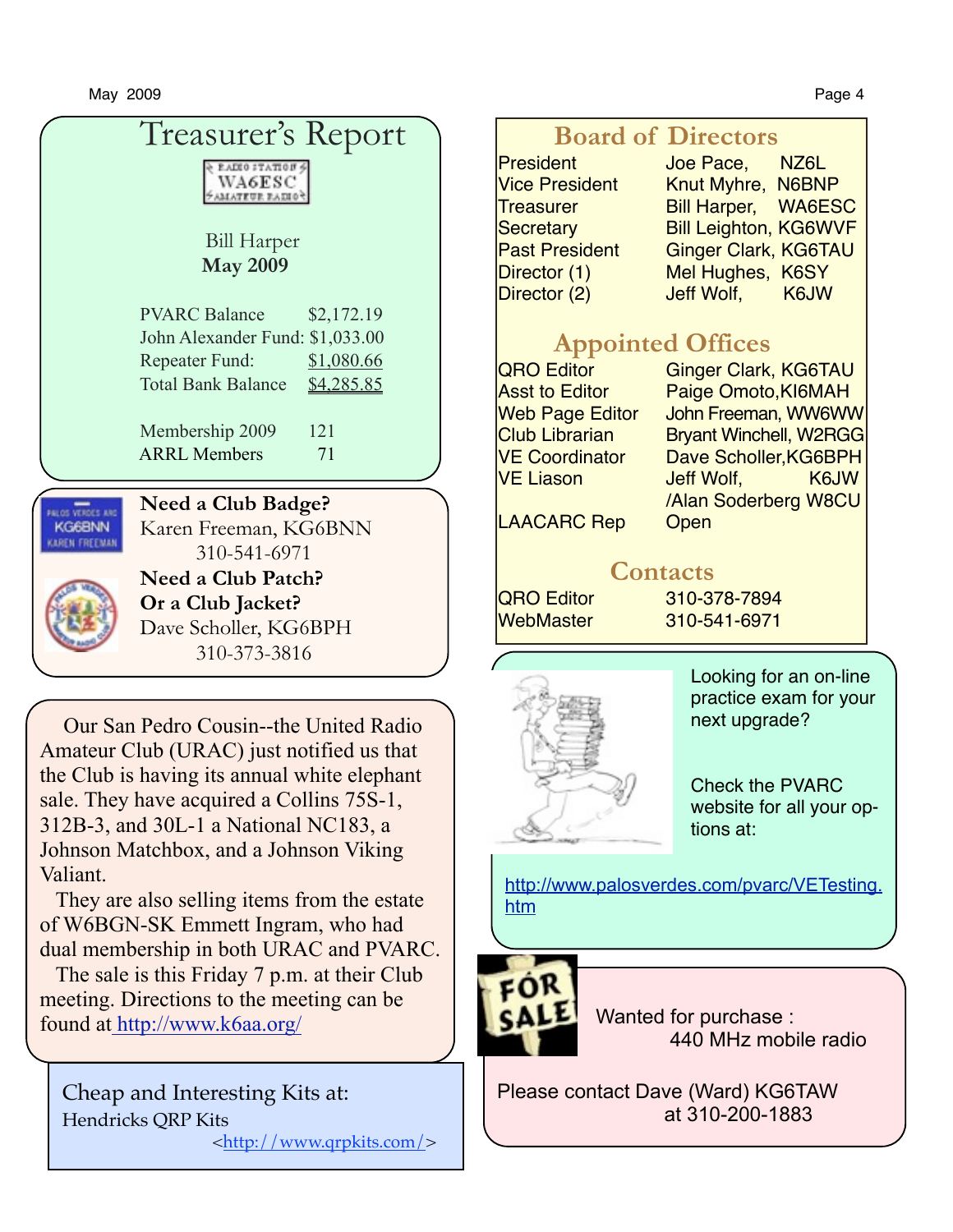## Treasurer's Report

RADIO STATION WA6ESC AMATEUR RADIO

Bill Harper
**May 2009**

| | |
|---|---|
| PVARC Balance | $2,172.19 |
| John Alexander Fund: | $1,033.00 |
| Repeater Fund: | $1,080.66 |
| Total Bank Balance | $4,285.85 |
| | |
| Membership 2009 | 121 |
| ARRL Members | 71 |

**Need a Club Badge?**
Karen Freeman, KG6BNN
310-541-6971

**Need a Club Patch?**
**Or a Club Jacket?**
Dave Scholler, KG6BPH
310-373-3816

Our San Pedro Cousin--the United Radio Amateur Club (URAC) just notified us that the Club is having its annual white elephant sale. They have acquired a Collins 75S-1, 312B-3, and 30L-1 a National NC183, a Johnson Matchbox, and a Johnson Viking Valiant.

They are also selling items from the estate of W6BGN-SK Emmett Ingram, who had dual membership in both URAC and PVARC.

The sale is this Friday 7 p.m. at their Club meeting. Directions to the meeting can be found at http://www.k6aa.org/

Cheap and Interesting Kits at:
Hendricks QRP Kits
<http://www.qrpkits.com/>

## Board of Directors

| | |
|---|---|
| President | Joe Pace, NZ6L |
| Vice President | Knut Myhre, N6BNP |
| Treasurer | Bill Harper, WA6ESC |
| Secretary | Bill Leighton, KG6WVF |
| Past President | Ginger Clark, KG6TAU |
| Director (1) | Mel Hughes, K6SY |
| Director (2) | Jeff Wolf, K6JW |

## Appointed Offices

| | |
|---|---|
| QRO Editor | Ginger Clark, KG6TAU |
| Asst to Editor | Paige Omoto, KI6MAH |
| Web Page Editor | John Freeman, WW6WW |
| Club Librarian | Bryant Winchell, W2RGG |
| VE Coordinator | Dave Scholler, KG6BPH |
| VE Liason | Jeff Wolf, K6JW /Alan Soderberg W8CU |
| LAACARC Rep | Open |

## Contacts

| | |
|---|---|
| QRO Editor | 310-378-7894 |
| WebMaster | 310-541-6971 |

Looking for an on-line practice exam for your next upgrade?

Check the PVARC website for all your options at:

http://www.palosverdes.com/pvarc/VETesting.htm

FOR SALE

Wanted for purchase :
440 MHz mobile radio

Please contact Dave (Ward) KG6TAW
at 310-200-1883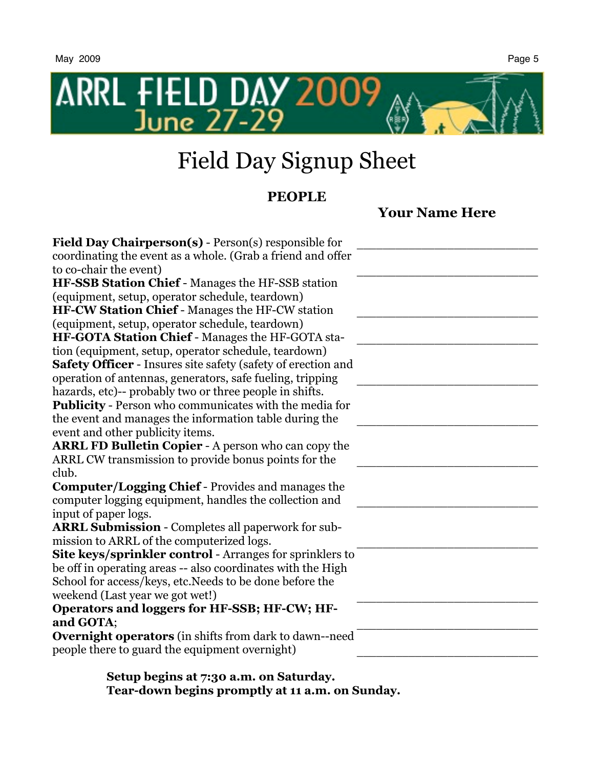ARRL FIELD DAY 2009
June 27-29

# Field Day Signup Sheet

## PEOPLE

| Role | Your Name Here |
|---|---|
| **Field Day Chairperson(s)** - Person(s) responsible for coordinating the event as a whole. (Grab a friend and offer to co-chair the event) | ________________________ <br> ________________________ |
| **HF-SSB Station Chief** - Manages the HF-SSB station (equipment, setup, operator schedule, teardown) | |
| **HF-CW Station Chief** - Manages the HF-CW station (equipment, setup, operator schedule, teardown) | ________________________ |
| **HF-GOTA Station Chief** - Manages the HF-GOTA station (equipment, setup, operator schedule, teardown) | ________________________ |
| **Safety Officer** - Insures site safety (safety of erection and operation of antennas, generators, safe fueling, tripping hazards, etc)-- probably two or three people in shifts. | ________________________ |
| **Publicity** - Person who communicates with the media for the event and manages the information table during the event and other publicity items. | ________________________ |
| **ARRL FD Bulletin Copier** - A person who can copy the ARRL CW transmission to provide bonus points for the club. | ________________________ |
| **Computer/Logging Chief** - Provides and manages the computer logging equipment, handles the collection and input of paper logs. | ________________________ |
| **ARRL Submission** - Completes all paperwork for submission to ARRL of the computerized logs. | ________________________ |
| **Site keys/sprinkler control** - Arranges for sprinklers to be off in operating areas -- also coordinates with the High School for access/keys, etc.Needs to be done before the weekend (Last year we got wet!) | ________________________ |
| **Operators and loggers for HF-SSB; HF-CW; HF- and GOTA**; | ________________________ |
| **Overnight operators** (in shifts from dark to dawn--need people there to guard the equipment overnight) | ________________________ |

**Setup begins at 7:30 a.m. on Saturday.**
**Tear-down begins promptly at 11 a.m. on Sunday.**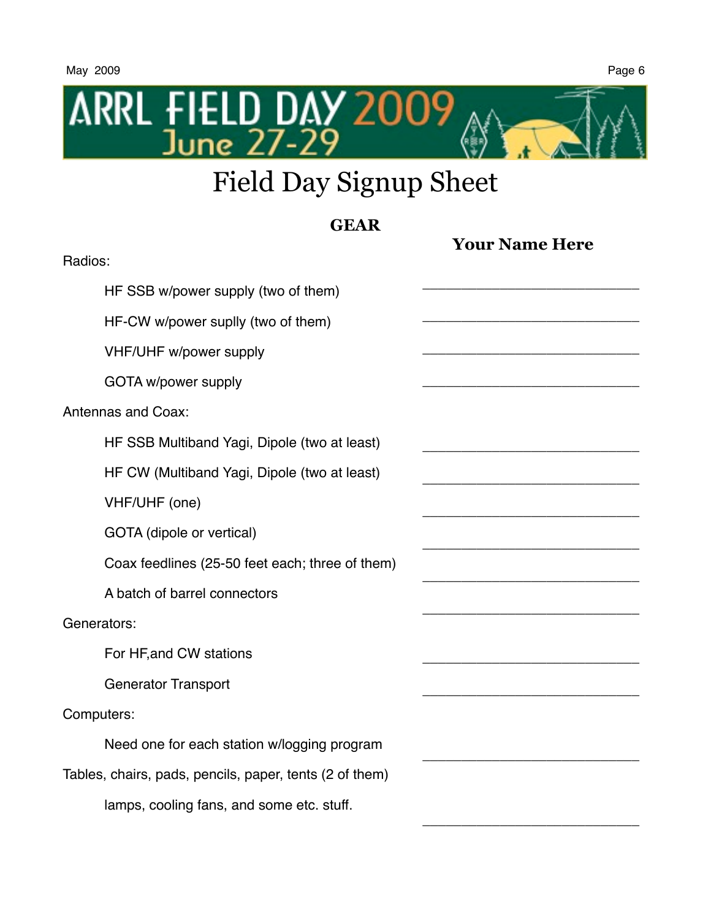# ARRL FIELD DAY 2009

## June 27-29

# Field Day Signup Sheet

## GEAR

| | **Your Name Here** |
|---|---|
| **Radios:** | |
| HF SSB w/power supply (two of them) | ____________________________ |
| HF-CW w/power suplly (two of them) | ____________________________ |
| VHF/UHF w/power supply | ____________________________ |
| GOTA w/power supply | ____________________________ |
| **Antennas and Coax:** | |
| HF SSB Multiband Yagi, Dipole (two at least) | ____________________________ |
| HF CW (Multiband Yagi, Dipole (two at least) | ____________________________ |
| VHF/UHF (one) | ____________________________ |
| GOTA (dipole or vertical) | ____________________________ |
| Coax feedlines (25-50 feet each; three of them) | ____________________________ |
| A batch of barrel connectors | ____________________________ |
| **Generators:** | |
| For HF,and CW stations | ____________________________ |
| Generator Transport | ____________________________ |
| **Computers:** | |
| Need one for each station w/logging program | ____________________________ |
| **Tables, chairs, pads, pencils, paper, tents (2 of them)** | |
| lamps, cooling fans, and some etc. stuff. | ____________________________ |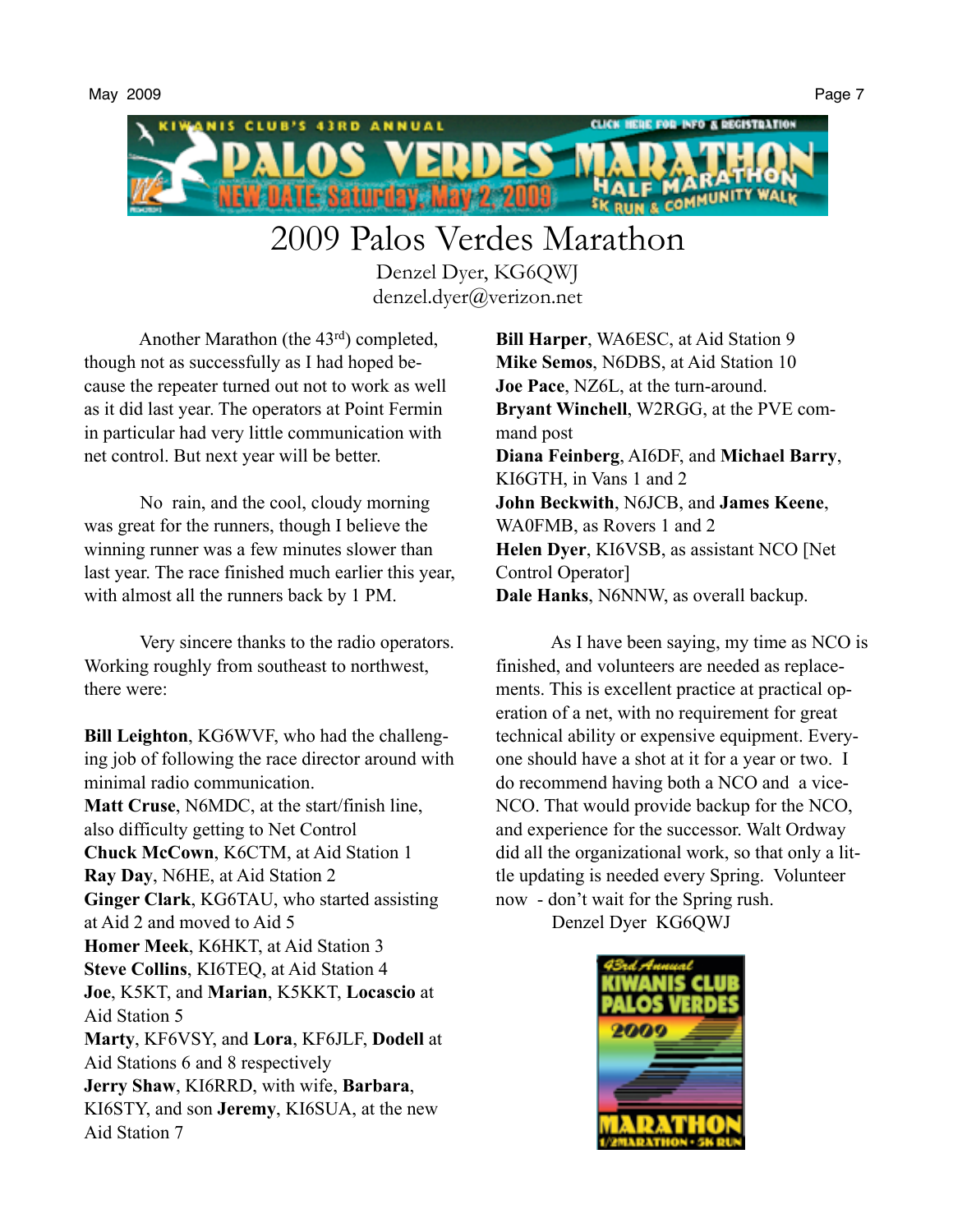# 2009 Palos Verdes Marathon

Denzel Dyer, KG6QWJ
denzel.dyer@verizon.net

Another Marathon (the 43rd) completed, though not as successfully as I had hoped because the repeater turned out not to work as well as it did last year. The operators at Point Fermin in particular had very little communication with net control. But next year will be better.

No rain, and the cool, cloudy morning was great for the runners, though I believe the winning runner was a few minutes slower than last year. The race finished much earlier this year, with almost all the runners back by 1 PM.

Very sincere thanks to the radio operators. Working roughly from southeast to northwest, there were:

**Bill Leighton**, KG6WVF, who had the challenging job of following the race director around with minimal radio communication.
**Matt Cruse**, N6MDC, at the start/finish line, also difficulty getting to Net Control
**Chuck McCown**, K6CTM, at Aid Station 1
**Ray Day**, N6HE, at Aid Station 2
**Ginger Clark**, KG6TAU, who started assisting at Aid 2 and moved to Aid 5
**Homer Meek**, K6HKT, at Aid Station 3
**Steve Collins**, KI6TEQ, at Aid Station 4
**Joe**, K5KT, and **Marian**, K5KKT, **Locascio** at Aid Station 5
**Marty**, KF6VSY, and **Lora**, KF6JLF, **Dodell** at Aid Stations 6 and 8 respectively
**Jerry Shaw**, KI6RRD, with wife, **Barbara**, KI6STY, and son **Jeremy**, KI6SUA, at the new Aid Station 7
**Bill Harper**, WA6ESC, at Aid Station 9
**Mike Semos**, N6DBS, at Aid Station 10
**Joe Pace**, NZ6L, at the turn-around.
**Bryant Winchell**, W2RGG, at the PVE command post
**Diana Feinberg**, AI6DF, and **Michael Barry**, KI6GTH, in Vans 1 and 2
**John Beckwith**, N6JCB, and **James Keene**, WA0FMB, as Rovers 1 and 2
**Helen Dyer**, KI6VSB, as assistant NCO [Net Control Operator]
**Dale Hanks**, N6NNW, as overall backup.

As I have been saying, my time as NCO is finished, and volunteers are needed as replacements. This is excellent practice at practical operation of a net, with no requirement for great technical ability or expensive equipment. Everyone should have a shot at it for a year or two. I do recommend having both a NCO and a vice-NCO. That would provide backup for the NCO, and experience for the successor. Walt Ordway did all the organizational work, so that only a little updating is needed every Spring. Volunteer now - don't wait for the Spring rush.

Denzel Dyer KG6QWJ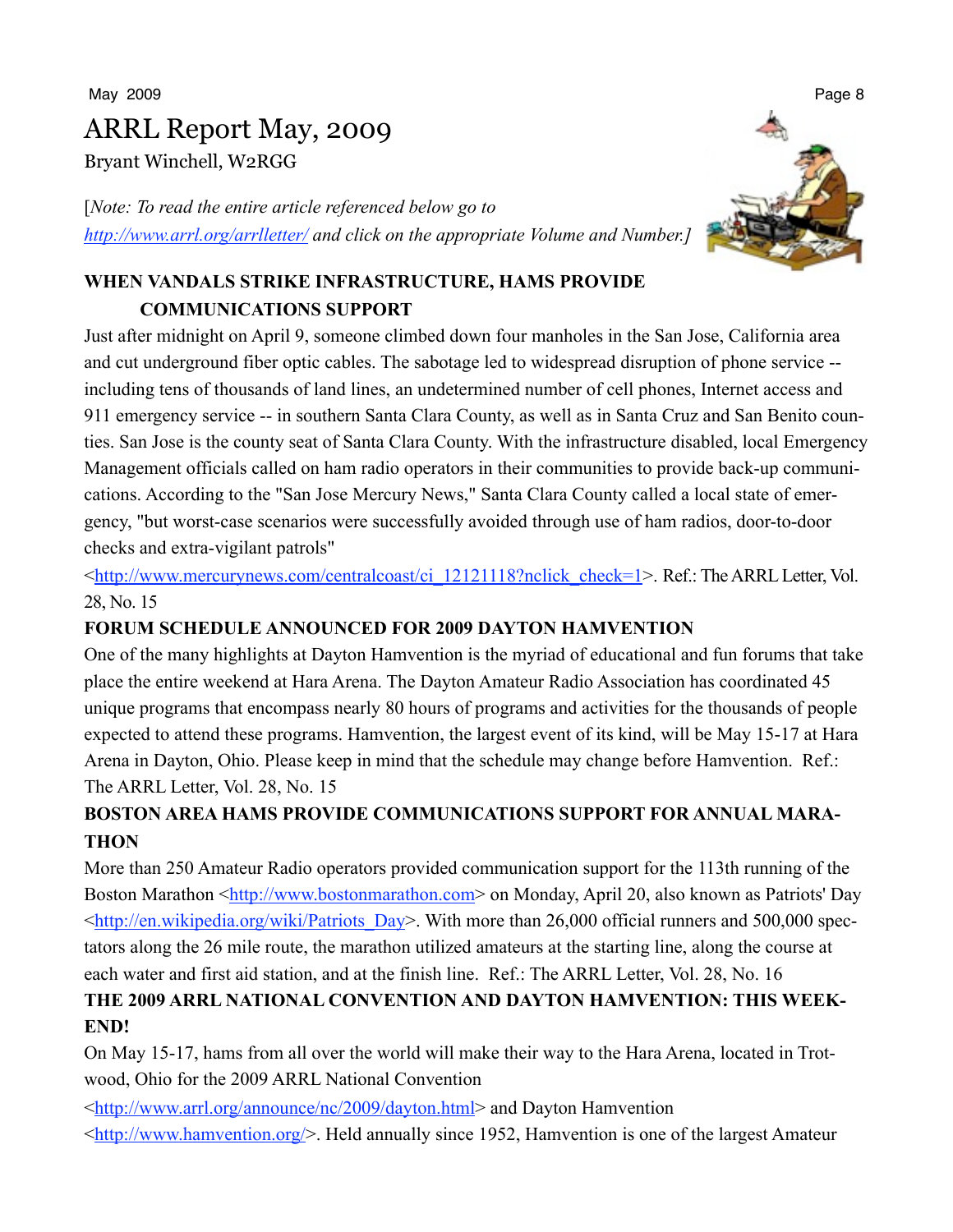# ARRL Report May, 2009

Bryant Winchell, W2RGG

[*Note: To read the entire article referenced below go to http://www.arrl.org/arrlletter/ and click on the appropriate Volume and Number.]*

**WHEN VANDALS STRIKE INFRASTRUCTURE, HAMS PROVIDE COMMUNICATIONS SUPPORT**

Just after midnight on April 9, someone climbed down four manholes in the San Jose, California area and cut underground fiber optic cables. The sabotage led to widespread disruption of phone service -- including tens of thousands of land lines, an undetermined number of cell phones, Internet access and 911 emergency service -- in southern Santa Clara County, as well as in Santa Cruz and San Benito counties. San Jose is the county seat of Santa Clara County. With the infrastructure disabled, local Emergency Management officials called on ham radio operators in their communities to provide back-up communications. According to the "San Jose Mercury News," Santa Clara County called a local state of emergency, "but worst-case scenarios were successfully avoided through use of ham radios, door-to-door checks and extra-vigilant patrols" <http://www.mercurynews.com/centralcoast/ci_12121118?nclick_check=1>. Ref.: The ARRL Letter, Vol. 28, No. 15

**FORUM SCHEDULE ANNOUNCED FOR 2009 DAYTON HAMVENTION**

One of the many highlights at Dayton Hamvention is the myriad of educational and fun forums that take place the entire weekend at Hara Arena. The Dayton Amateur Radio Association has coordinated 45 unique programs that encompass nearly 80 hours of programs and activities for the thousands of people expected to attend these programs. Hamvention, the largest event of its kind, will be May 15-17 at Hara Arena in Dayton, Ohio. Please keep in mind that the schedule may change before Hamvention. Ref.: The ARRL Letter, Vol. 28, No. 15

**BOSTON AREA HAMS PROVIDE COMMUNICATIONS SUPPORT FOR ANNUAL MARATHON**

More than 250 Amateur Radio operators provided communication support for the 113th running of the Boston Marathon <http://www.bostonmarathon.com> on Monday, April 20, also known as Patriots' Day <http://en.wikipedia.org/wiki/Patriots_Day>. With more than 26,000 official runners and 500,000 spectators along the 26 mile route, the marathon utilized amateurs at the starting line, along the course at each water and first aid station, and at the finish line. Ref.: The ARRL Letter, Vol. 28, No. 16

**THE 2009 ARRL NATIONAL CONVENTION AND DAYTON HAMVENTION: THIS WEEKEND!**

On May 15-17, hams from all over the world will make their way to the Hara Arena, located in Trotwood, Ohio for the 2009 ARRL National Convention <http://www.arrl.org/announce/nc/2009/dayton.html> and Dayton Hamvention <http://www.hamvention.org/>. Held annually since 1952, Hamvention is one of the largest Amateur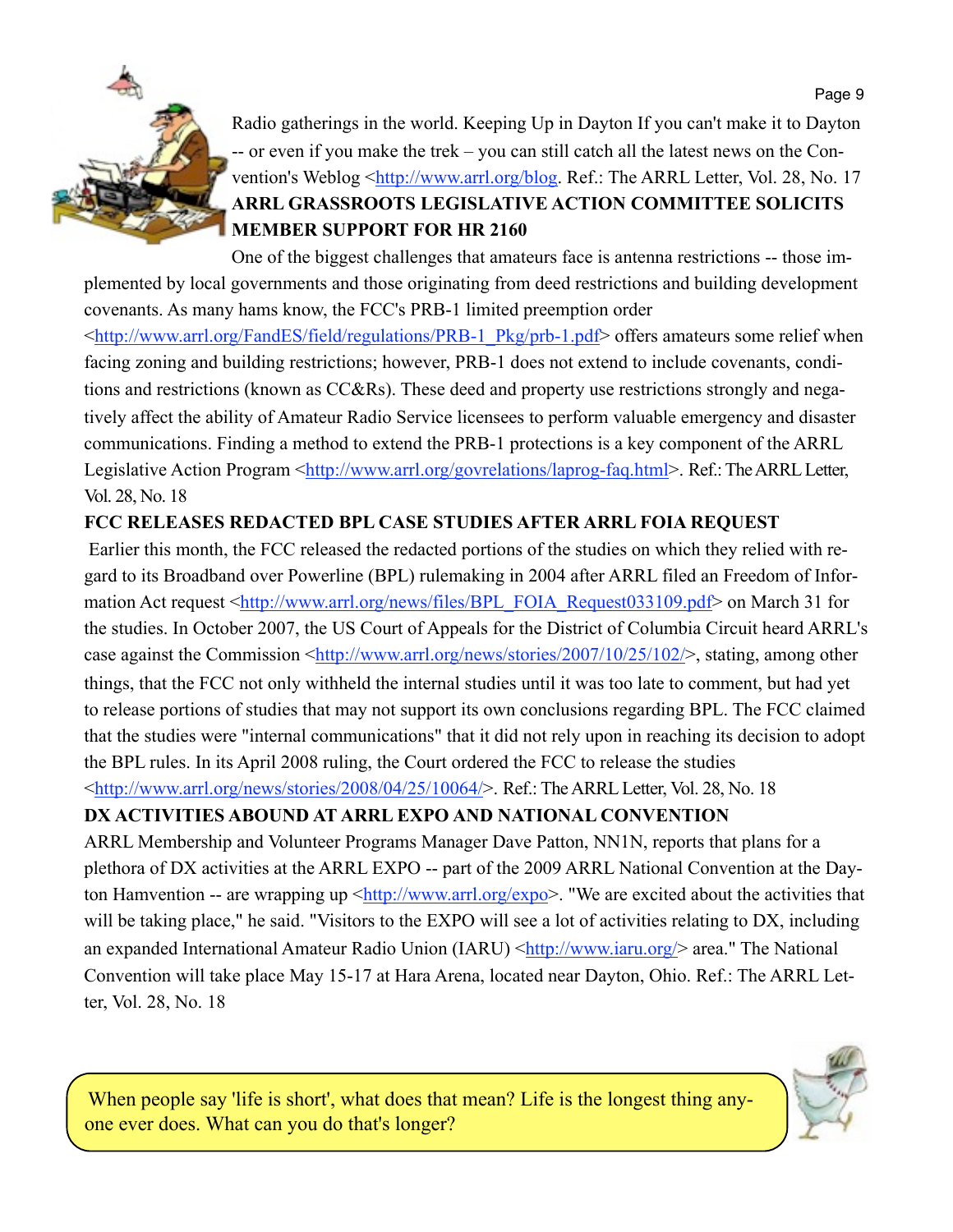Radio gatherings in the world. Keeping Up in Dayton If you can't make it to Dayton -- or even if you make the trek – you can still catch all the latest news on the Convention's Weblog <http://www.arrl.org/blog. Ref.: The ARRL Letter, Vol. 28, No. 17

**ARRL GRASSROOTS LEGISLATIVE ACTION COMMITTEE SOLICITS MEMBER SUPPORT FOR HR 2160**

One of the biggest challenges that amateurs face is antenna restrictions -- those implemented by local governments and those originating from deed restrictions and building development covenants. As many hams know, the FCC's PRB-1 limited preemption order <http://www.arrl.org/FandES/field/regulations/PRB-1_Pkg/prb-1.pdf> offers amateurs some relief when facing zoning and building restrictions; however, PRB-1 does not extend to include covenants, conditions and restrictions (known as CC&Rs). These deed and property use restrictions strongly and negatively affect the ability of Amateur Radio Service licensees to perform valuable emergency and disaster communications. Finding a method to extend the PRB-1 protections is a key component of the ARRL Legislative Action Program <http://www.arrl.org/govrelations/laprog-faq.html>. Ref.: The ARRL Letter, Vol. 28, No. 18

**FCC RELEASES REDACTED BPL CASE STUDIES AFTER ARRL FOIA REQUEST**

Earlier this month, the FCC released the redacted portions of the studies on which they relied with regard to its Broadband over Powerline (BPL) rulemaking in 2004 after ARRL filed an Freedom of Information Act request <http://www.arrl.org/news/files/BPL_FOIA_Request033109.pdf> on March 31 for the studies. In October 2007, the US Court of Appeals for the District of Columbia Circuit heard ARRL's case against the Commission <http://www.arrl.org/news/stories/2007/10/25/102/>, stating, among other things, that the FCC not only withheld the internal studies until it was too late to comment, but had yet to release portions of studies that may not support its own conclusions regarding BPL. The FCC claimed that the studies were "internal communications" that it did not rely upon in reaching its decision to adopt the BPL rules. In its April 2008 ruling, the Court ordered the FCC to release the studies <http://www.arrl.org/news/stories/2008/04/25/10064/>. Ref.: The ARRL Letter, Vol. 28, No. 18

**DX ACTIVITIES ABOUND AT ARRL EXPO AND NATIONAL CONVENTION**

ARRL Membership and Volunteer Programs Manager Dave Patton, NN1N, reports that plans for a plethora of DX activities at the ARRL EXPO -- part of the 2009 ARRL National Convention at the Dayton Hamvention -- are wrapping up <http://www.arrl.org/expo>. "We are excited about the activities that will be taking place," he said. "Visitors to the EXPO will see a lot of activities relating to DX, including an expanded International Amateur Radio Union (IARU) <http://www.iaru.org/> area." The National Convention will take place May 15-17 at Hara Arena, located near Dayton, Ohio. Ref.: The ARRL Letter, Vol. 28, No. 18

When people say 'life is short', what does that mean? Life is the longest thing anyone ever does. What can you do that's longer?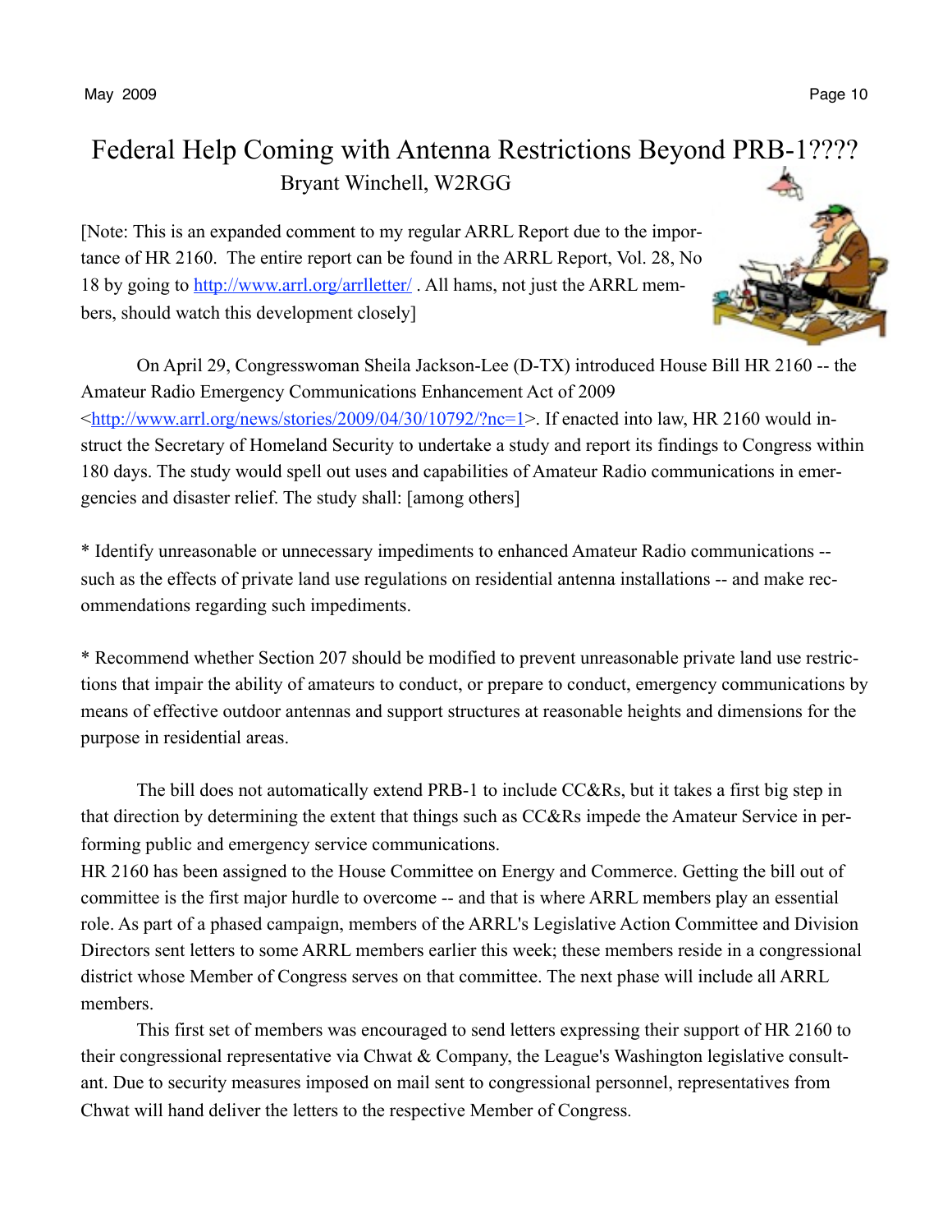# Federal Help Coming with Antenna Restrictions Beyond PRB-1????

Bryant Winchell, W2RGG

[Note: This is an expanded comment to my regular ARRL Report due to the importance of HR 2160. The entire report can be found in the ARRL Report, Vol. 28, No 18 by going to http://www.arrl.org/arrlletter/ . All hams, not just the ARRL members, should watch this development closely]

On April 29, Congresswoman Sheila Jackson-Lee (D-TX) introduced House Bill HR 2160 -- the Amateur Radio Emergency Communications Enhancement Act of 2009 <http://www.arrl.org/news/stories/2009/04/30/10792/?nc=1>. If enacted into law, HR 2160 would instruct the Secretary of Homeland Security to undertake a study and report its findings to Congress within 180 days. The study would spell out uses and capabilities of Amateur Radio communications in emergencies and disaster relief. The study shall: [among others]

* Identify unreasonable or unnecessary impediments to enhanced Amateur Radio communications -- such as the effects of private land use regulations on residential antenna installations -- and make recommendations regarding such impediments.

* Recommend whether Section 207 should be modified to prevent unreasonable private land use restrictions that impair the ability of amateurs to conduct, or prepare to conduct, emergency communications by means of effective outdoor antennas and support structures at reasonable heights and dimensions for the purpose in residential areas.

The bill does not automatically extend PRB-1 to include CC&Rs, but it takes a first big step in that direction by determining the extent that things such as CC&Rs impede the Amateur Service in performing public and emergency service communications.

HR 2160 has been assigned to the House Committee on Energy and Commerce. Getting the bill out of committee is the first major hurdle to overcome -- and that is where ARRL members play an essential role. As part of a phased campaign, members of the ARRL's Legislative Action Committee and Division Directors sent letters to some ARRL members earlier this week; these members reside in a congressional district whose Member of Congress serves on that committee. The next phase will include all ARRL members.

This first set of members was encouraged to send letters expressing their support of HR 2160 to their congressional representative via Chwat & Company, the League's Washington legislative consultant. Due to security measures imposed on mail sent to congressional personnel, representatives from Chwat will hand deliver the letters to the respective Member of Congress.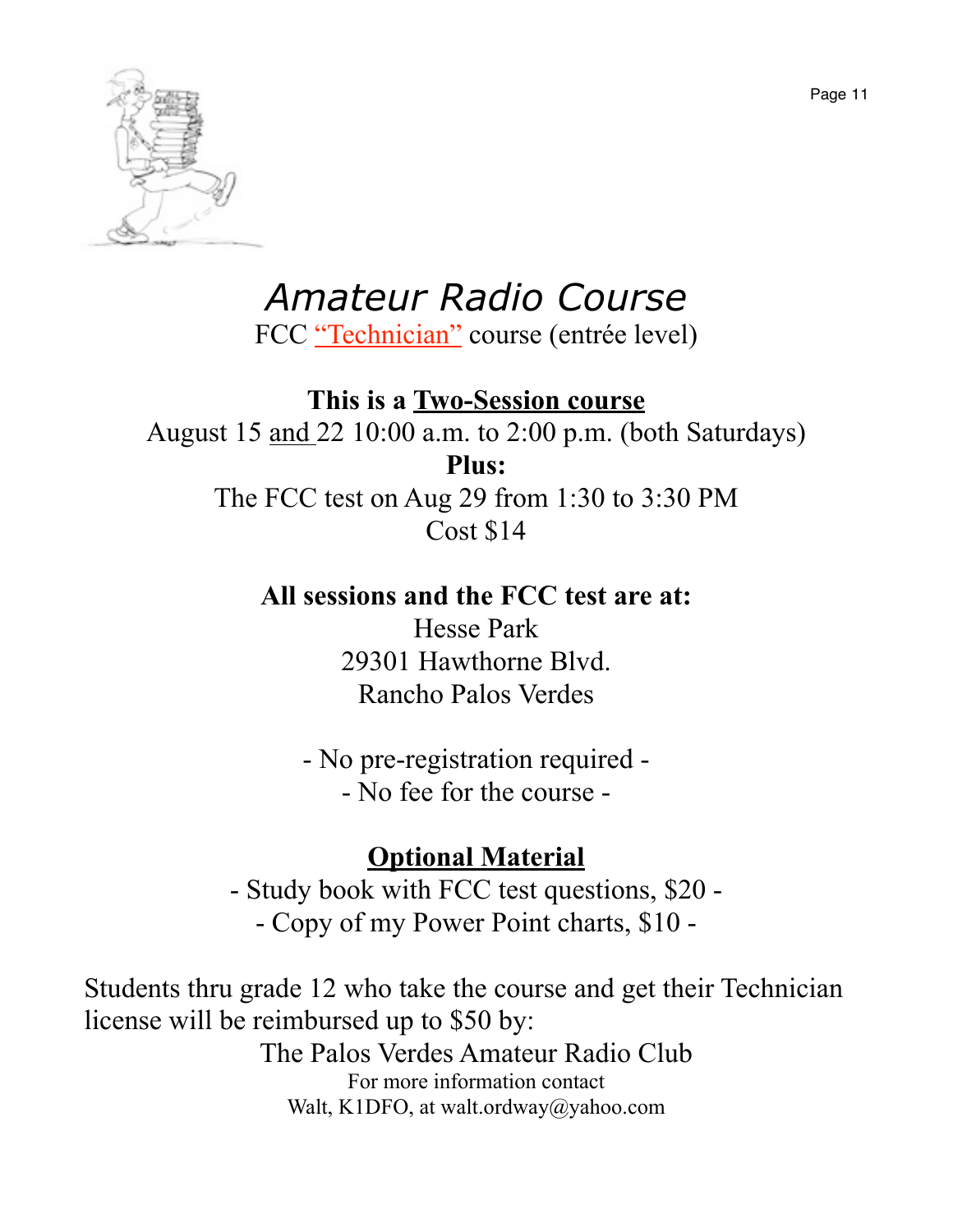# *Amateur Radio Course*

FCC "Technician" course (entrée level)

**This is a Two-Session course**

August 15 and 22 10:00 a.m. to 2:00 p.m. (both Saturdays)

**Plus:**

The FCC test on Aug 29 from 1:30 to 3:30 PM

Cost $14

**All sessions and the FCC test are at:**

Hesse Park
29301 Hawthorne Blvd.
Rancho Palos Verdes

- No pre-registration required -
- No fee for the course -

## Optional Material

- Study book with FCC test questions, $20 -
- Copy of my Power Point charts, $10 -

Students thru grade 12 who take the course and get their Technician license will be reimbursed up to $50 by:

The Palos Verdes Amateur Radio Club

For more information contact
Walt, K1DFO, at walt.ordway@yahoo.com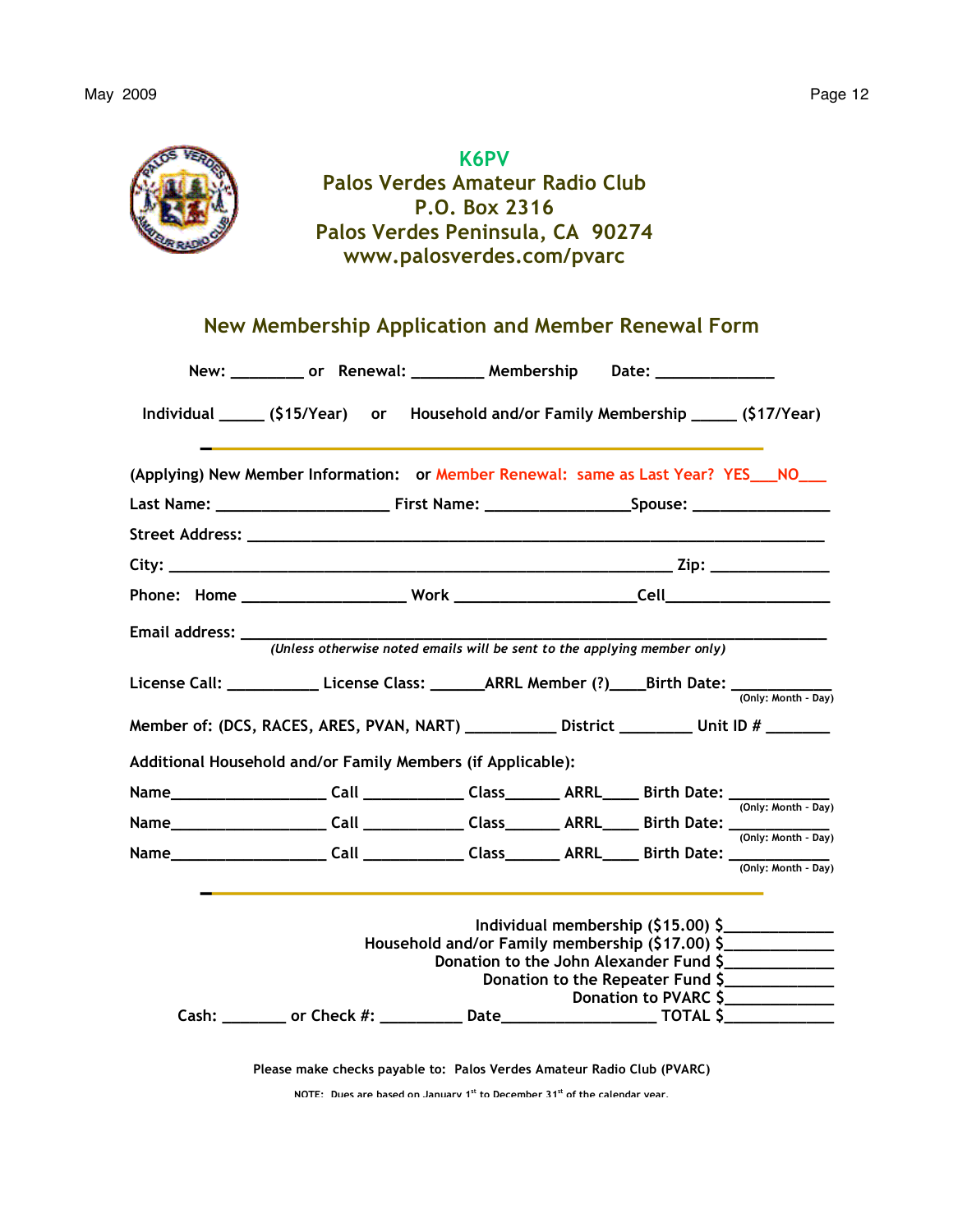# K6PV
## Palos Verdes Amateur Radio Club
## P.O. Box 2316
## Palos Verdes Peninsula, CA 90274
## www.palosverdes.com/pvarc

## New Membership Application and Member Renewal Form

New: ________ or Renewal: ________ Membership Date: _____________

Individual _____ ($15/Year) or Household and/or Family Membership _____ ($17/Year)

---

(Applying) New Member Information: or Member Renewal: same as Last Year? YES___NO___

Last Name: ___________________ First Name: _______________Spouse: _______________

Street Address: _________________________________________________________________

City: _______________________________________________________ Zip: _____________

Phone: Home __________________ Work ___________________Cell__________________

Email address: ___________________________________________________________________

*(Unless otherwise noted emails will be sent to the applying member only)*

License Call: __________ License Class: ______ARRL Member (?)____Birth Date: ___________ (Only: Month - Day)

Member of: (DCS, RACES, ARES, PVAN, NART) __________ District ________ Unit ID # _______

Additional Household and/or Family Members (if Applicable):

Name_________________ Call ___________ Class______ ARRL____ Birth Date: ___________ (Only: Month - Day)

Name_________________ Call ___________ Class______ ARRL____ Birth Date: ___________ (Only: Month - Day)

Name_________________ Call ___________ Class______ ARRL____ Birth Date: ___________ (Only: Month - Day)

---

Individual membership ($15.00) $____________

Household and/or Family membership ($17.00) $____________

Donation to the John Alexander Fund $____________

Donation to the Repeater Fund $____________

Donation to PVARC $____________

Cash: _______ or Check #: _________ Date_________________ TOTAL $____________

Please make checks payable to: Palos Verdes Amateur Radio Club (PVARC)

NOTE: Dues are based on January 1st to December 31st of the calendar year.